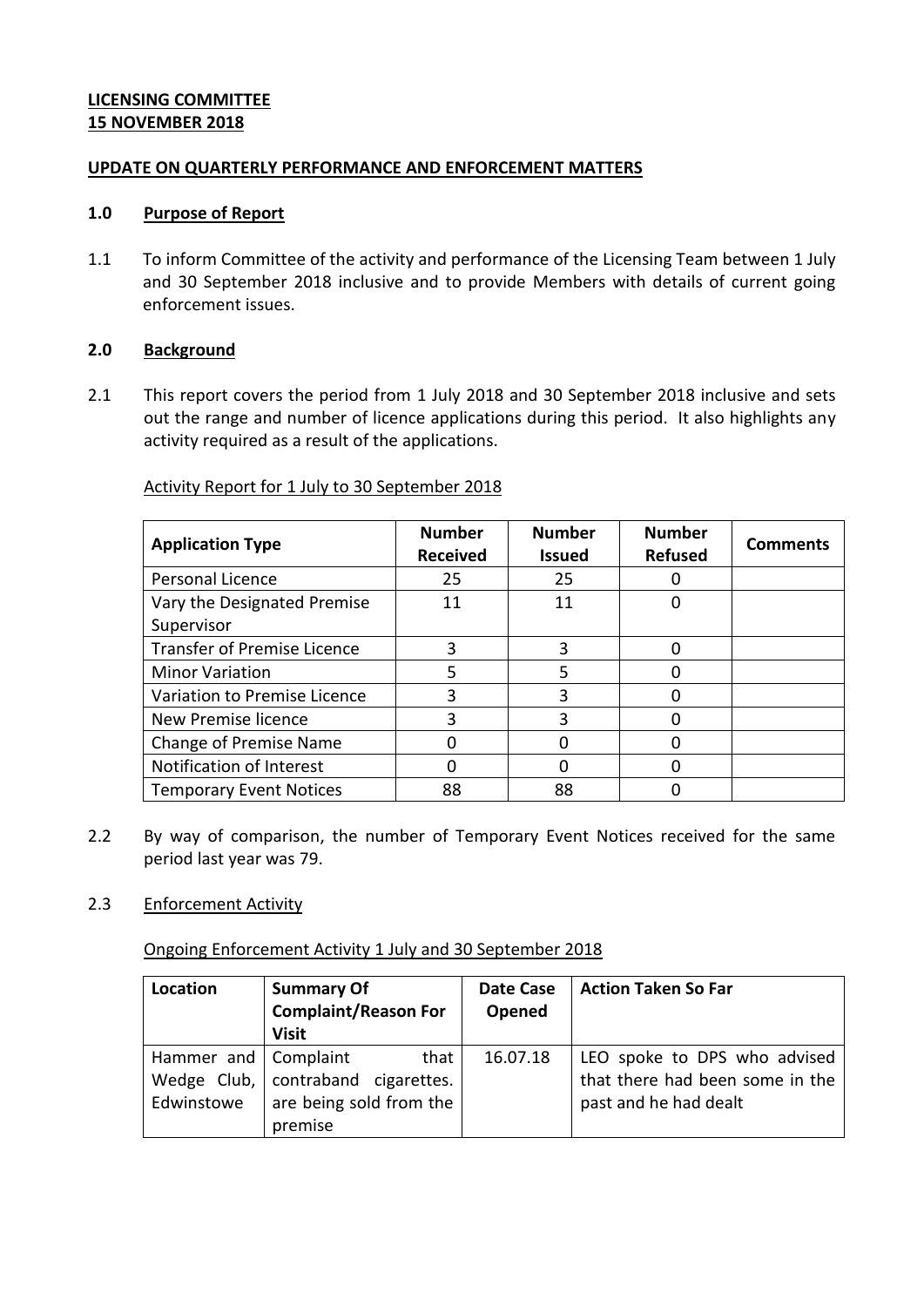**LICENSING COMMITTEE**
**15 NOVEMBER 2018**

**UPDATE ON QUARTERLY PERFORMANCE AND ENFORCEMENT MATTERS**

**1.0 Purpose of Report**

1.1 To inform Committee of the activity and performance of the Licensing Team between 1 July and 30 September 2018 inclusive and to provide Members with details of current going enforcement issues.

**2.0 Background**

2.1 This report covers the period from 1 July 2018 and 30 September 2018 inclusive and sets out the range and number of licence applications during this period. It also highlights any activity required as a result of the applications.

Activity Report for 1 July to 30 September 2018

| Application Type | Number Received | Number Issued | Number Refused | Comments |
|---|---|---|---|---|
| Personal Licence | 25 | 25 | 0 | |
| Vary the Designated Premise Supervisor | 11 | 11 | 0 | |
| Transfer of Premise Licence | 3 | 3 | 0 | |
| Minor Variation | 5 | 5 | 0 | |
| Variation to Premise Licence | 3 | 3 | 0 | |
| New Premise licence | 3 | 3 | 0 | |
| Change of Premise Name | 0 | 0 | 0 | |
| Notification of Interest | 0 | 0 | 0 | |
| Temporary Event Notices | 88 | 88 | 0 | |

2.2 By way of comparison, the number of Temporary Event Notices received for the same period last year was 79.

2.3 Enforcement Activity

Ongoing Enforcement Activity 1 July and 30 September 2018

| Location | Summary Of Complaint/Reason For Visit | Date Case Opened | Action Taken So Far |
|---|---|---|---|
| Hammer and Wedge Club, Edwinstowe | Complaint that contraband cigarettes. are being sold from the premise | 16.07.18 | LEO spoke to DPS who advised that there had been some in the past and he had dealt |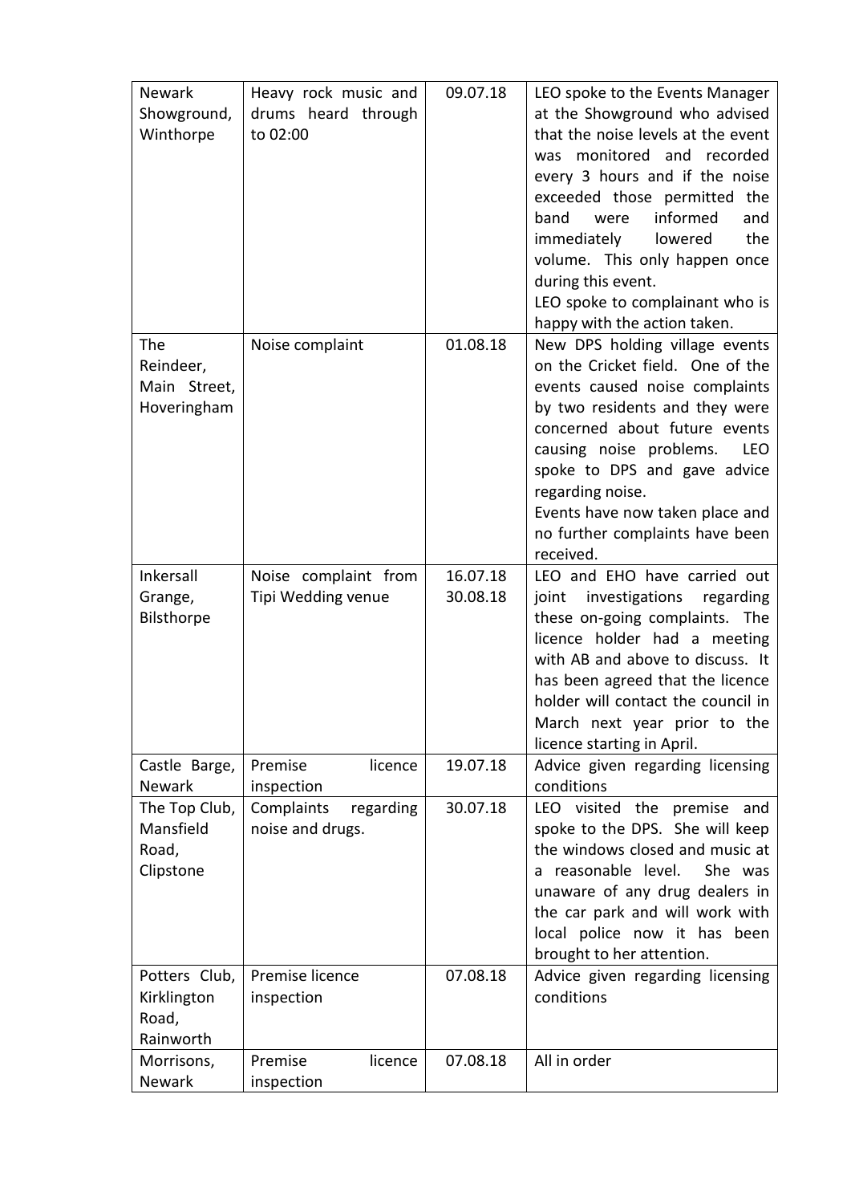| Newark Showground, Winthorpe | Heavy rock music and drums heard through to 02:00 | 09.07.18 | LEO spoke to the Events Manager at the Showground who advised that the noise levels at the event was monitored and recorded every 3 hours and if the noise exceeded those permitted the band were informed and immediately lowered the volume. This only happen once during this event.<br>LEO spoke to complainant who is happy with the action taken. |
|---|---|---|---|
| The Reindeer, Main Street, Hoveringham | Noise complaint | 01.08.18 | New DPS holding village events on the Cricket field. One of the events caused noise complaints by two residents and they were concerned about future events causing noise problems. LEO spoke to DPS and gave advice regarding noise.<br>Events have now taken place and no further complaints have been received. |
| Inkersall Grange, Bilsthorpe | Noise complaint from Tipi Wedding venue | 16.07.18<br>30.08.18 | LEO and EHO have carried out joint investigations regarding these on-going complaints. The licence holder had a meeting with AB and above to discuss. It has been agreed that the licence holder will contact the council in March next year prior to the licence starting in April. |
| Castle Barge, Newark | Premise licence inspection | 19.07.18 | Advice given regarding licensing conditions |
| The Top Club, Mansfield Road, Clipstone | Complaints regarding noise and drugs. | 30.07.18 | LEO visited the premise and spoke to the DPS. She will keep the windows closed and music at a reasonable level. She was unaware of any drug dealers in the car park and will work with local police now it has been brought to her attention. |
| Potters Club, Kirklington Road, Rainworth | Premise licence inspection | 07.08.18 | Advice given regarding licensing conditions |
| Morrisons, Newark | Premise licence inspection | 07.08.18 | All in order |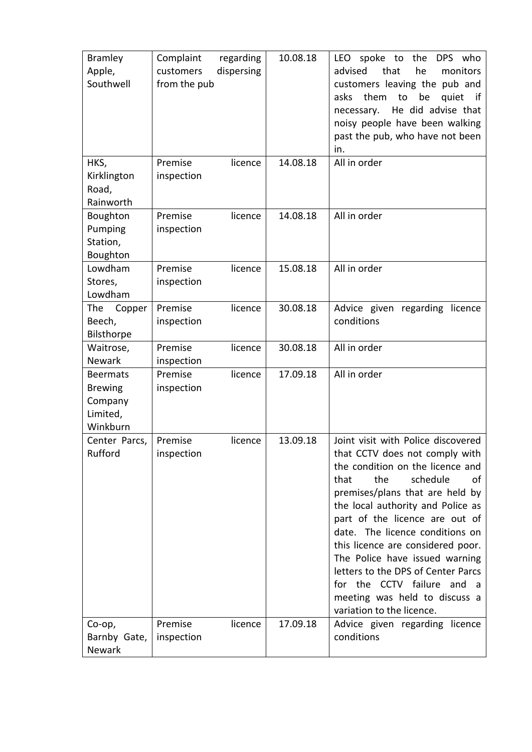| Bramley Apple, Southwell | Complaint regarding customers dispersing from the pub | 10.08.18 | LEO spoke to the DPS who advised that he monitors customers leaving the pub and asks them to be quiet if necessary. He did advise that noisy people have been walking past the pub, who have not been in. |
|---|---|---|---|
| HKS, Kirklington Road, Rainworth | Premise licence inspection | 14.08.18 | All in order |
| Boughton Pumping Station, Boughton | Premise licence inspection | 14.08.18 | All in order |
| Lowdham Stores, Lowdham | Premise licence inspection | 15.08.18 | All in order |
| The Copper Beech, Bilsthorpe | Premise licence inspection | 30.08.18 | Advice given regarding licence conditions |
| Waitrose, Newark | Premise licence inspection | 30.08.18 | All in order |
| Beermats Brewing Company Limited, Winkburn | Premise licence inspection | 17.09.18 | All in order |
| Center Parcs, Rufford | Premise licence inspection | 13.09.18 | Joint visit with Police discovered that CCTV does not comply with the condition on the licence and that the schedule of premises/plans that are held by the local authority and Police as part of the licence are out of date. The licence conditions on this licence are considered poor. The Police have issued warning letters to the DPS of Center Parcs for the CCTV failure and a meeting was held to discuss a variation to the licence. |
| Co-op, Barnby Gate, Newark | Premise licence inspection | 17.09.18 | Advice given regarding licence conditions |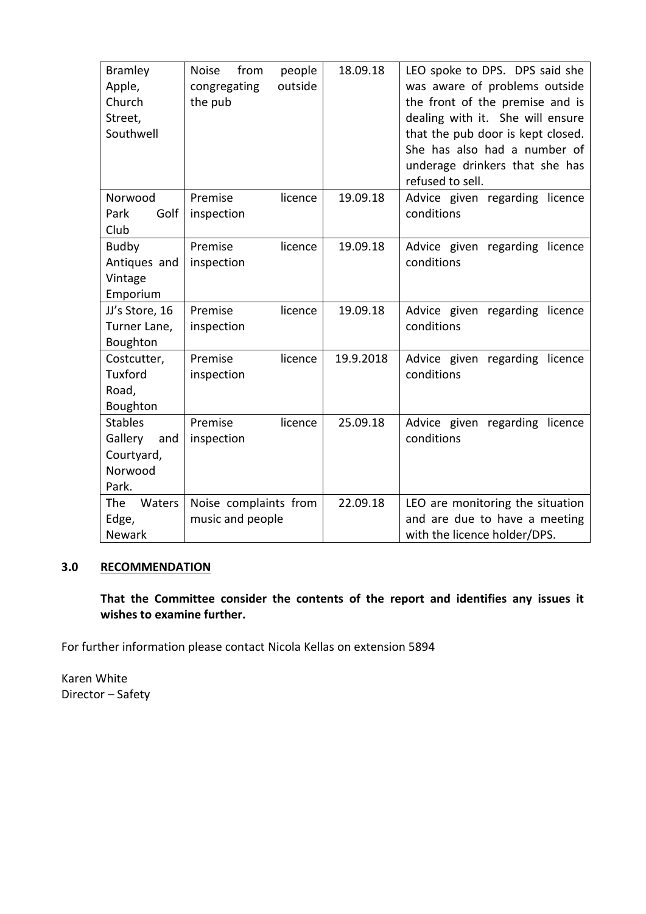| | | | |
|---|---|---|---|
| Bramley Apple, Church Street, Southwell | Noise from people congregating outside the pub | 18.09.18 | LEO spoke to DPS. DPS said she was aware of problems outside the front of the premise and is dealing with it. She will ensure that the pub door is kept closed. She has also had a number of underage drinkers that she has refused to sell. |
| Norwood Park Golf Club | Premise licence inspection | 19.09.18 | Advice given regarding licence conditions |
| Budby Antiques and Vintage Emporium | Premise licence inspection | 19.09.18 | Advice given regarding licence conditions |
| JJ's Store, 16 Turner Lane, Boughton | Premise licence inspection | 19.09.18 | Advice given regarding licence conditions |
| Costcutter, Tuxford Road, Boughton | Premise licence inspection | 19.9.2018 | Advice given regarding licence conditions |
| Stables Gallery and Courtyard, Norwood Park. | Premise licence inspection | 25.09.18 | Advice given regarding licence conditions |
| The Waters Edge, Newark | Noise complaints from music and people | 22.09.18 | LEO are monitoring the situation and are due to have a meeting with the licence holder/DPS. |

## 3.0 RECOMMENDATION

**That the Committee consider the contents of the report and identifies any issues it wishes to examine further.**

For further information please contact Nicola Kellas on extension 5894

Karen White
Director – Safety